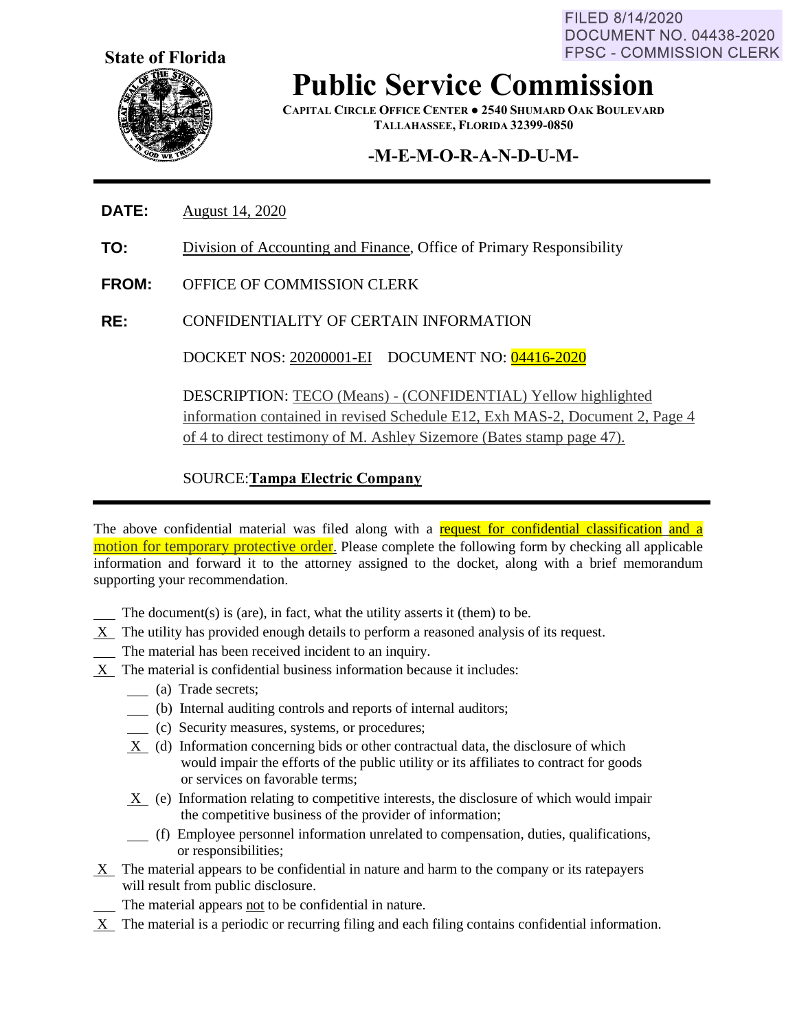FILED 8/14/2020
DOCUMENT NO. 04438-2020
FPSC - COMMISSION CLERK

**State of Florida**

# Public Service Commission

**CAPITAL CIRCLE OFFICE CENTER ● 2540 SHUMARD OAK BOULEVARD**
**TALLAHASSEE, FLORIDA 32399-0850**

## -M-E-M-O-R-A-N-D-U-M-

**DATE:** August 14, 2020

**TO:** Division of Accounting and Finance, Office of Primary Responsibility

**FROM:** OFFICE OF COMMISSION CLERK

**RE:** CONFIDENTIALITY OF CERTAIN INFORMATION

DOCKET NOS: 20200001-EI DOCUMENT NO: 04416-2020

DESCRIPTION: TECO (Means) - (CONFIDENTIAL) Yellow highlighted information contained in revised Schedule E12, Exh MAS-2, Document 2, Page 4 of 4 to direct testimony of M. Ashley Sizemore (Bates stamp page 47).

SOURCE: **Tampa Electric Company**

---

The above confidential material was filed along with a request for confidential classification and a motion for temporary protective order. Please complete the following form by checking all applicable information and forward it to the attorney assigned to the docket, along with a brief memorandum supporting your recommendation.

\_\_\_ The document(s) is (are), in fact, what the utility asserts it (them) to be.

\_X\_ The utility has provided enough details to perform a reasoned analysis of its request.

\_\_\_ The material has been received incident to an inquiry.

\_X\_ The material is confidential business information because it includes:

- \_\_\_ (a) Trade secrets;
- \_\_\_ (b) Internal auditing controls and reports of internal auditors;
- \_\_\_ (c) Security measures, systems, or procedures;
- \_X\_ (d) Information concerning bids or other contractual data, the disclosure of which would impair the efforts of the public utility or its affiliates to contract for goods or services on favorable terms;
- \_X\_ (e) Information relating to competitive interests, the disclosure of which would impair the competitive business of the provider of information;
- \_\_\_ (f) Employee personnel information unrelated to compensation, duties, qualifications, or responsibilities;

\_X\_ The material appears to be confidential in nature and harm to the company or its ratepayers will result from public disclosure.

\_\_\_ The material appears not to be confidential in nature.

\_X\_ The material is a periodic or recurring filing and each filing contains confidential information.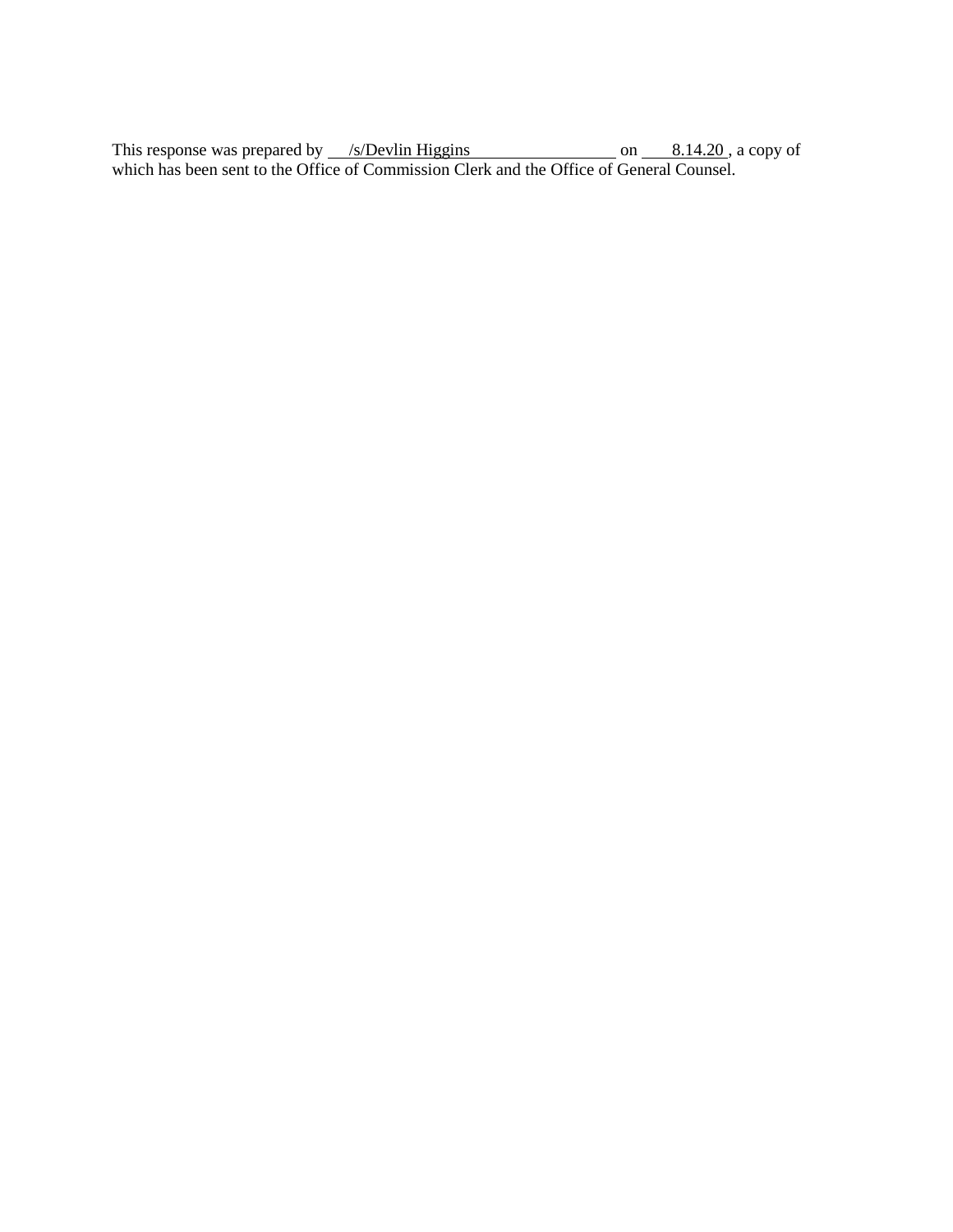This response was prepared by /s/Devlin Higgins on 8.14.20, a copy of which has been sent to the Office of Commission Clerk and the Office of General Counsel.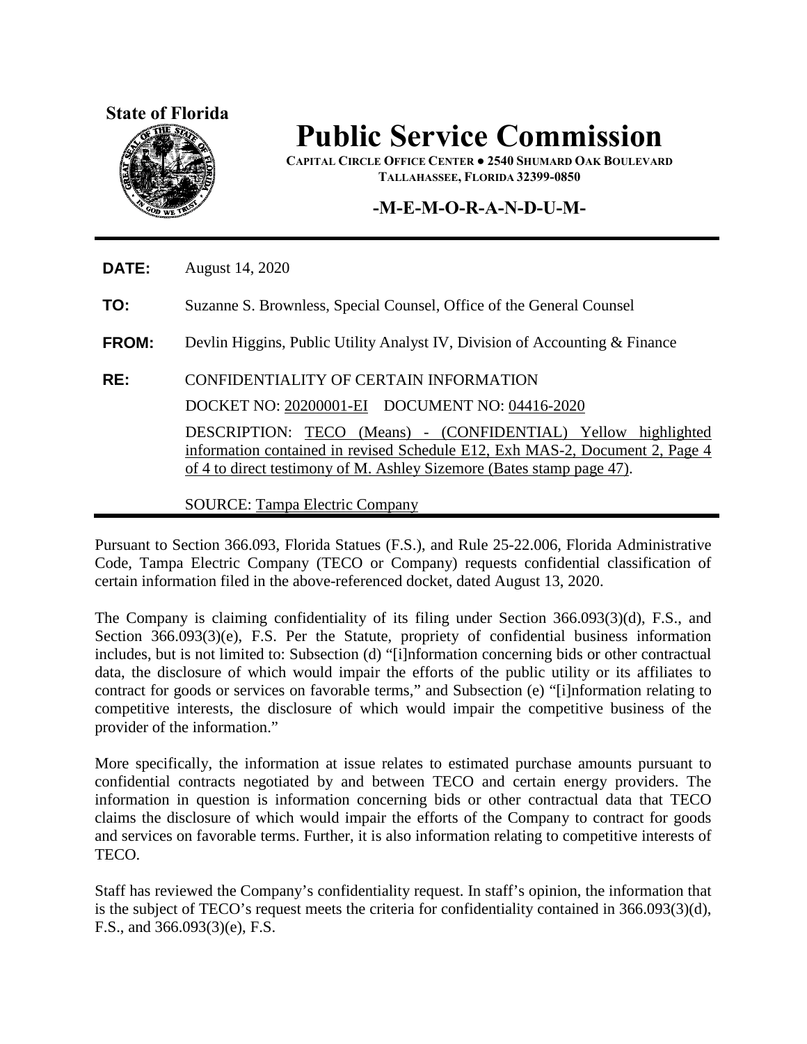State of Florida

# Public Service Commission

CAPITAL CIRCLE OFFICE CENTER ● 2540 SHUMARD OAK BOULEVARD
TALLAHASSEE, FLORIDA 32399-0850

## -M-E-M-O-R-A-N-D-U-M-

**DATE:** August 14, 2020

**TO:** Suzanne S. Brownless, Special Counsel, Office of the General Counsel

**FROM:** Devlin Higgins, Public Utility Analyst IV, Division of Accounting & Finance

**RE:** CONFIDENTIALITY OF CERTAIN INFORMATION

DOCKET NO: 20200001-EI DOCUMENT NO: 04416-2020

DESCRIPTION: TECO (Means) - (CONFIDENTIAL) Yellow highlighted information contained in revised Schedule E12, Exh MAS-2, Document 2, Page 4 of 4 to direct testimony of M. Ashley Sizemore (Bates stamp page 47).

SOURCE: Tampa Electric Company

Pursuant to Section 366.093, Florida Statues (F.S.), and Rule 25-22.006, Florida Administrative Code, Tampa Electric Company (TECO or Company) requests confidential classification of certain information filed in the above-referenced docket, dated August 13, 2020.

The Company is claiming confidentiality of its filing under Section 366.093(3)(d), F.S., and Section 366.093(3)(e), F.S. Per the Statute, propriety of confidential business information includes, but is not limited to: Subsection (d) "[i]nformation concerning bids or other contractual data, the disclosure of which would impair the efforts of the public utility or its affiliates to contract for goods or services on favorable terms," and Subsection (e) "[i]nformation relating to competitive interests, the disclosure of which would impair the competitive business of the provider of the information."

More specifically, the information at issue relates to estimated purchase amounts pursuant to confidential contracts negotiated by and between TECO and certain energy providers. The information in question is information concerning bids or other contractual data that TECO claims the disclosure of which would impair the efforts of the Company to contract for goods and services on favorable terms. Further, it is also information relating to competitive interests of TECO.

Staff has reviewed the Company's confidentiality request. In staff's opinion, the information that is the subject of TECO's request meets the criteria for confidentiality contained in 366.093(3)(d), F.S., and 366.093(3)(e), F.S.